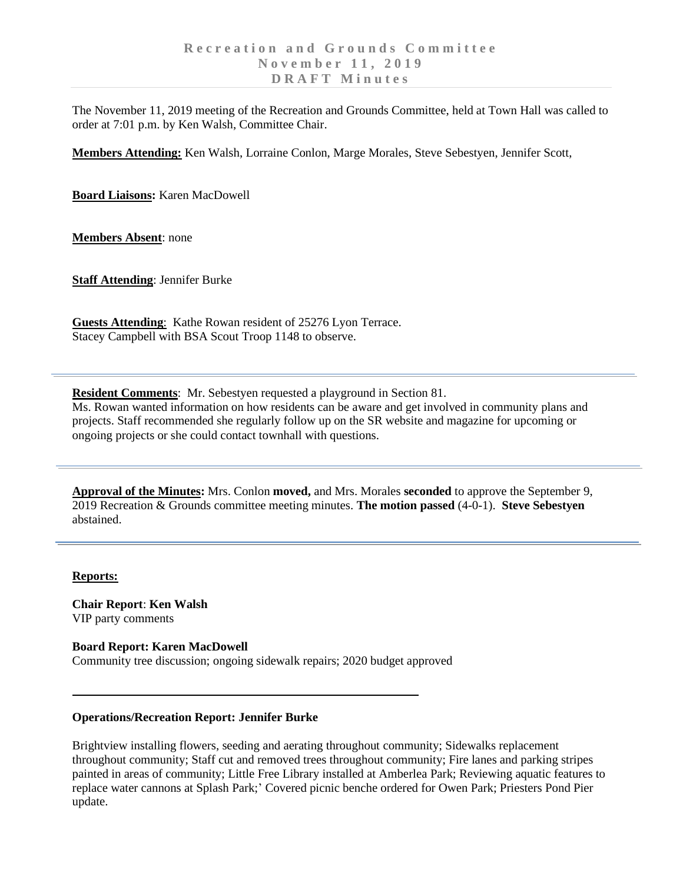# Recreation and Grounds Committee
# November 11, 2019
# DRAFT Minutes

The November 11, 2019 meeting of the Recreation and Grounds Committee, held at Town Hall was called to order at 7:01 p.m. by Ken Walsh, Committee Chair.

**Members Attending:** Ken Walsh, Lorraine Conlon, Marge Morales, Steve Sebestyen, Jennifer Scott,

**Board Liaisons:** Karen MacDowell

**Members Absent**: none

**Staff Attending**: Jennifer Burke

**Guests Attending**: Kathe Rowan resident of 25276 Lyon Terrace.
Stacey Campbell with BSA Scout Troop 1148 to observe.

---

**Resident Comments**: Mr. Sebestyen requested a playground in Section 81.
Ms. Rowan wanted information on how residents can be aware and get involved in community plans and projects. Staff recommended she regularly follow up on the SR website and magazine for upcoming or ongoing projects or she could contact townhall with questions.

---

**Approval of the Minutes:** Mrs. Conlon **moved,** and Mrs. Morales **seconded** to approve the September 9, 2019 Recreation & Grounds committee meeting minutes. **The motion passed** (4-0-1). **Steve Sebestyen** abstained.

---

**Reports:**

**Chair Report**: **Ken Walsh**
VIP party comments

**Board Report: Karen MacDowell**
Community tree discussion; ongoing sidewalk repairs; 2020 budget approved

---

**Operations/Recreation Report: Jennifer Burke**

Brightview installing flowers, seeding and aerating throughout community; Sidewalks replacement throughout community; Staff cut and removed trees throughout community; Fire lanes and parking stripes painted in areas of community; Little Free Library installed at Amberlea Park; Reviewing aquatic features to replace water cannons at Splash Park;' Covered picnic benche ordered for Owen Park; Priesters Pond Pier update.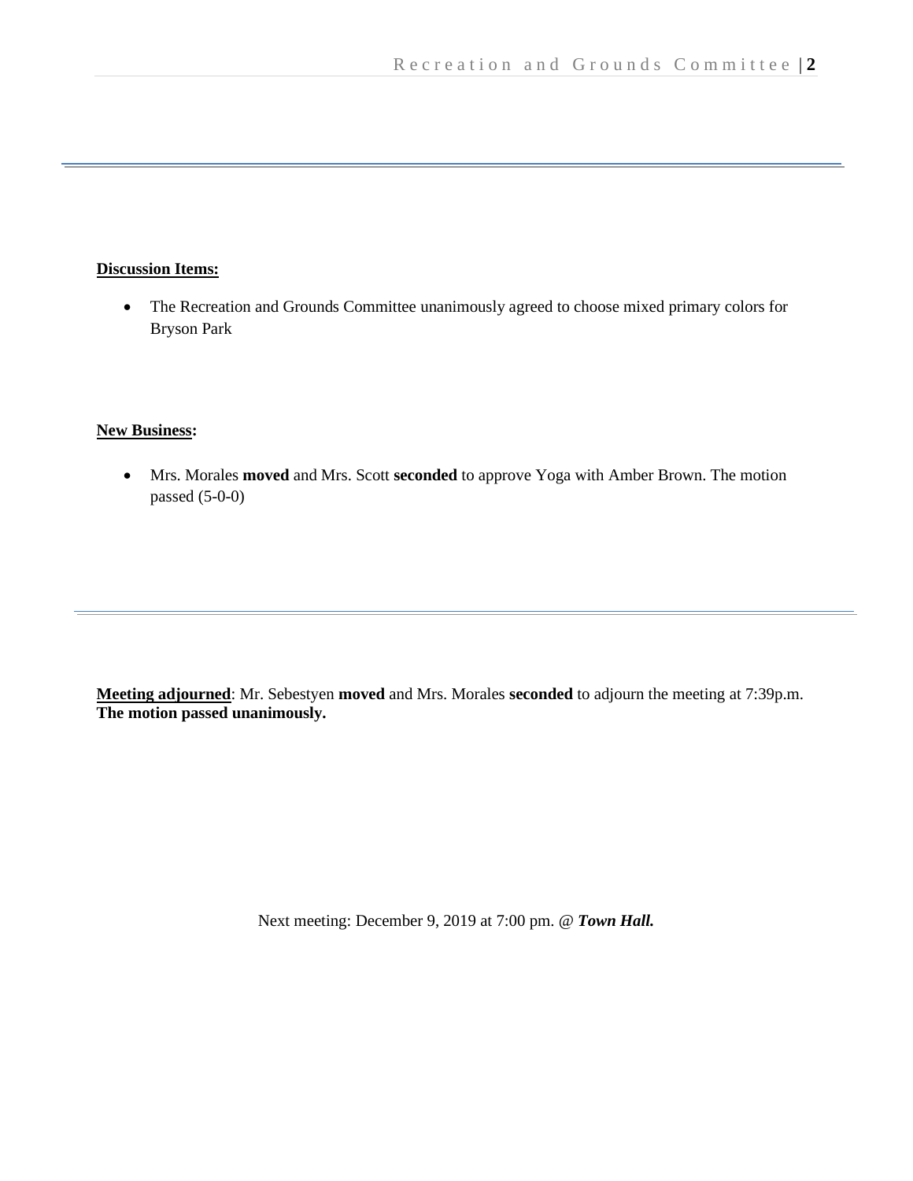**Discussion Items:**

- The Recreation and Grounds Committee unanimously agreed to choose mixed primary colors for Bryson Park

**New Business:**

- Mrs. Morales **moved** and Mrs. Scott **seconded** to approve Yoga with Amber Brown. The motion passed (5-0-0)

---

**Meeting adjourned**: Mr. Sebestyen **moved** and Mrs. Morales **seconded** to adjourn the meeting at 7:39p.m. **The motion passed unanimously.**

Next meeting: December 9, 2019 at 7:00 pm. @ ***Town Hall.***